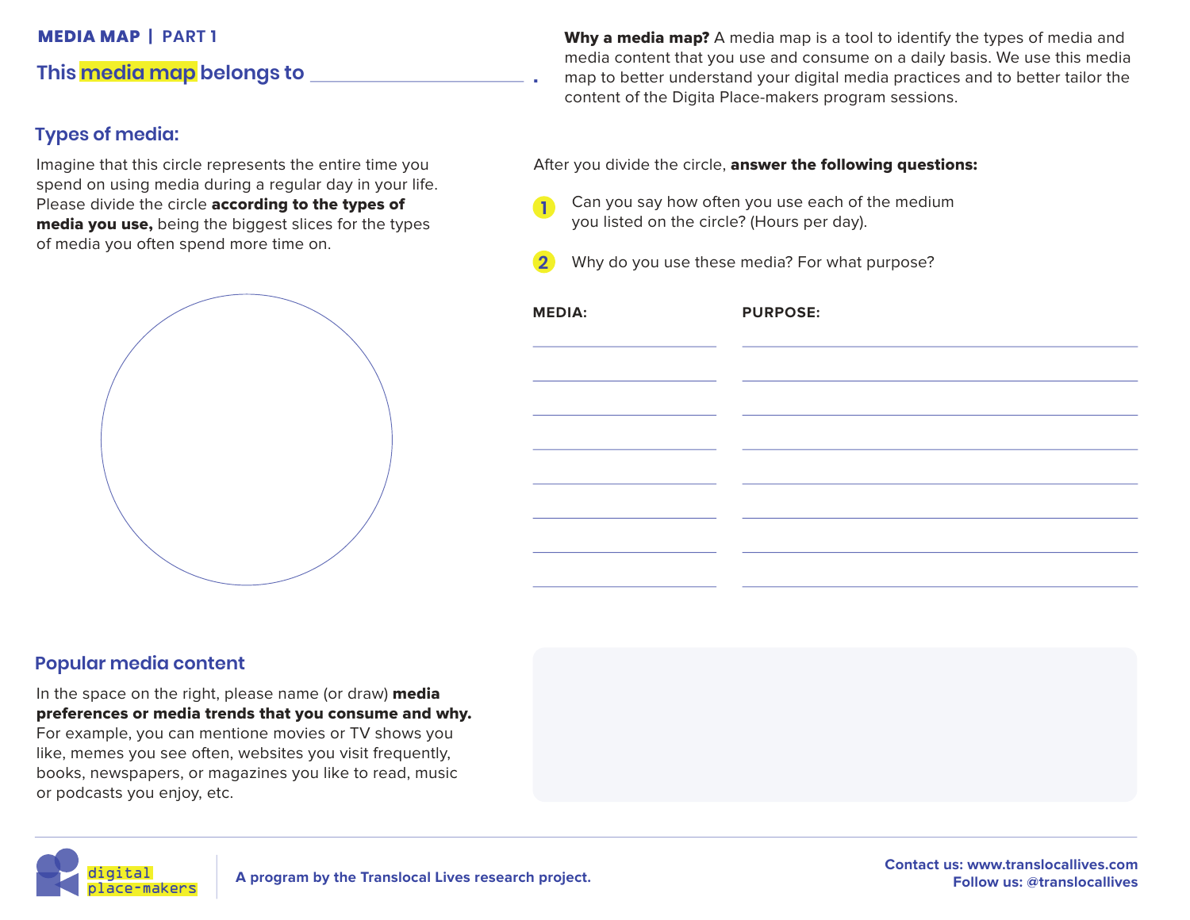**MEDIA MAP | PART 1**

## This media map belongs to ______________________ .

**Why a media map?** A media map is a tool to identify the types of media and media content that you use and consume on a daily basis. We use this media map to better understand your digital media practices and to better tailor the content of the Digita Place-makers program sessions.

### Types of media:

Imagine that this circle represents the entire time you spend on using media during a regular day in your life. Please divide the circle **according to the types of media you use,** being the biggest slices for the types of media you often spend more time on.

After you divide the circle, **answer the following questions:**

1. Can you say how often you use each of the medium you listed on the circle? (Hours per day).
2. Why do you use these media? For what purpose?

| MEDIA: | PURPOSE: |
|---|---|
| | |
| | |
| | |
| | |
| | |
| | |
| | |
| | |

### Popular media content

In the space on the right, please name (or draw) **media preferences or media trends that you consume and why.** For example, you can mentione movies or TV shows you like, memes you see often, websites you visit frequently, books, newspapers, or magazines you like to read, music or podcasts you enjoy, etc.

digital place-makers

A program by the Translocal Lives research project.

Contact us: www.translocallives.com
Follow us: @translocallives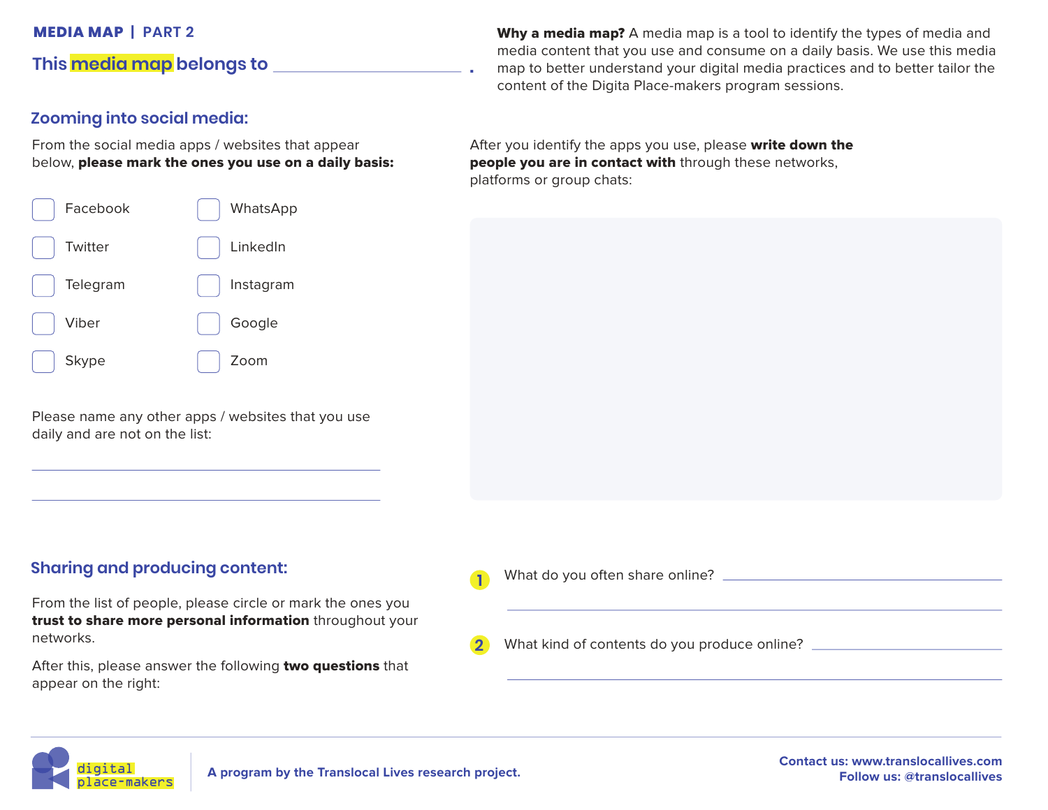**MEDIA MAP | PART 2**

## This media map belongs to ______________________ .

**Why a media map?** A media map is a tool to identify the types of media and media content that you use and consume on a daily basis. We use this media map to better understand your digital media practices and to better tailor the content of the Digita Place-makers program sessions.

### Zooming into social media:

From the social media apps / websites that appear below, **please mark the ones you use on a daily basis:**

- [ ] Facebook
- [ ] WhatsApp
- [ ] Twitter
- [ ] LinkedIn
- [ ] Telegram
- [ ] Instagram
- [ ] Viber
- [ ] Google
- [ ] Skype
- [ ] Zoom

Please name any other apps / websites that you use daily and are not on the list:

______________________________________________

______________________________________________

After you identify the apps you use, please **write down the people you are in contact with** through these networks, platforms or group chats:

### Sharing and producing content:

From the list of people, please circle or mark the ones you **trust to share more personal information** throughout your networks.

After this, please answer the following **two questions** that appear on the right:

1. What do you often share online? ______________________________________________

   ______________________________________________

2. What kind of contents do you produce online? ______________________________________________

   ______________________________________________

digital place-makers

A program by the Translocal Lives research project.

Contact us: www.translocallives.com
Follow us: @translocallives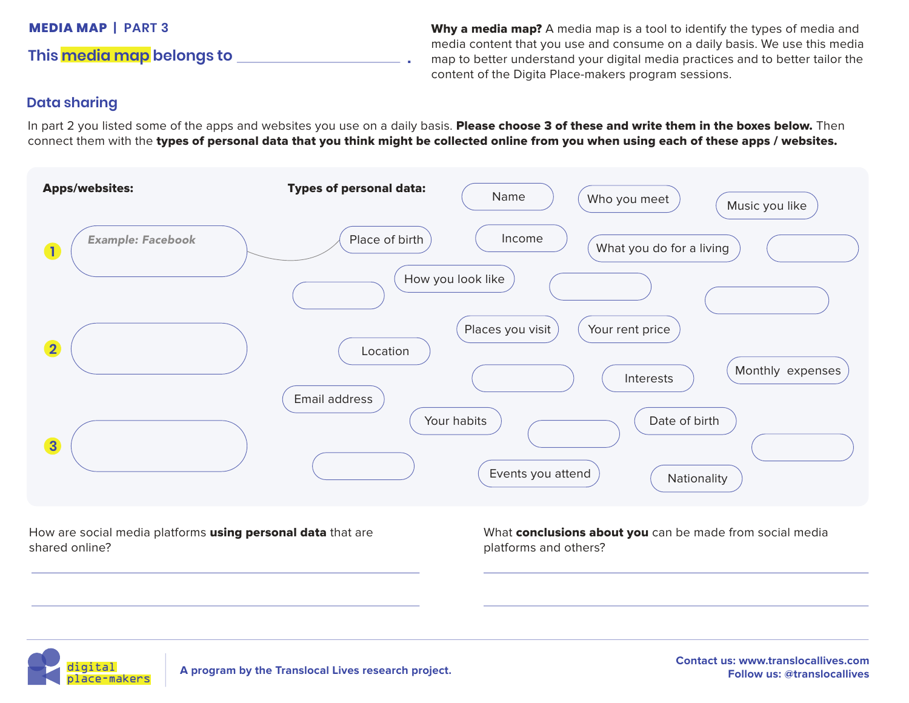**MEDIA MAP | PART 3**

## This media map belongs to ______________________ .

**Why a media map?** A media map is a tool to identify the types of media and media content that you use and consume on a daily basis. We use this media map to better understand your digital media practices and to better tailor the content of the Digita Place-makers program sessions.

## Data sharing

In part 2 you listed some of the apps and websites you use on a daily basis. **Please choose 3 of these and write them in the boxes below.** Then connect them with the **types of personal data that you think might be collected online from you when using each of these apps / websites.**

**Apps/websites:**

1. *Example: Facebook*
2. 
3. 

**Types of personal data:**

- Name
- Who you meet
- Music you like
- Place of birth
- Income
- What you do for a living
- How you look like
- Places you visit
- Your rent price
- Location
- Interests
- Monthly expenses
- Email address
- Your habits
- Date of birth
- Events you attend
- Nationality

How are social media platforms **using personal data** that are shared online?

______________________________________________

______________________________________________

What **conclusions about you** can be made from social media platforms and others?

______________________________________________

______________________________________________

digital place-makers

A program by the Translocal Lives research project.

Contact us: www.translocallives.com
Follow us: @translocallives